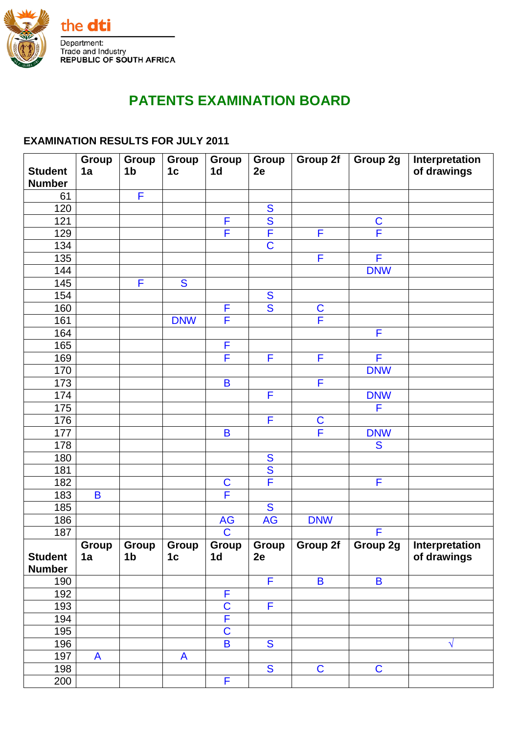the dti

Department:
Trade and Industry
REPUBLIC OF SOUTH AFRICA

# PATENTS EXAMINATION BOARD

**EXAMINATION RESULTS FOR JULY 2011**

| Student Number | Group 1a | Group 1b | Group 1c | Group 1d | Group 2e | Group 2f | Group 2g | Interpretation of drawings |
|---|---|---|---|---|---|---|---|---|
| 61 | | F | | | | | | |
| 120 | | | | | S | | | |
| 121 | | | | F | S | | C | |
| 129 | | | | F | F | F | F | |
| 134 | | | | | C | | | |
| 135 | | | | | | F | F | |
| 144 | | | | | | | DNW | |
| 145 | | F | S | | | | | |
| 154 | | | | | S | | | |
| 160 | | | | F | S | C | | |
| 161 | | | DNW | F | | F | | |
| 164 | | | | | | | F | |
| 165 | | | | F | | | | |
| 169 | | | | F | F | F | F | |
| 170 | | | | | | | DNW | |
| 173 | | | | B | | F | | |
| 174 | | | | | F | | DNW | |
| 175 | | | | | | | F | |
| 176 | | | | | F | C | | |
| 177 | | | | B | | F | DNW | |
| 178 | | | | | | | S | |
| 180 | | | | | S | | | |
| 181 | | | | | S | | | |
| 182 | | | | C | F | | F | |
| 183 | B | | | F | | | | |
| 185 | | | | | S | | | |
| 186 | | | | AG | AG | DNW | | |
| 187 | | | | C | | | F | |
| 190 | | | | | F | B | B | |
| 192 | | | | F | | | | |
| 193 | | | | C | F | | | |
| 194 | | | | F | | | | |
| 195 | | | | C | | | | |
| 196 | | | | B | S | | | √ |
| 197 | A | | A | | | | | |
| 198 | | | | | S | C | C | |
| 200 | | | | F | | | | |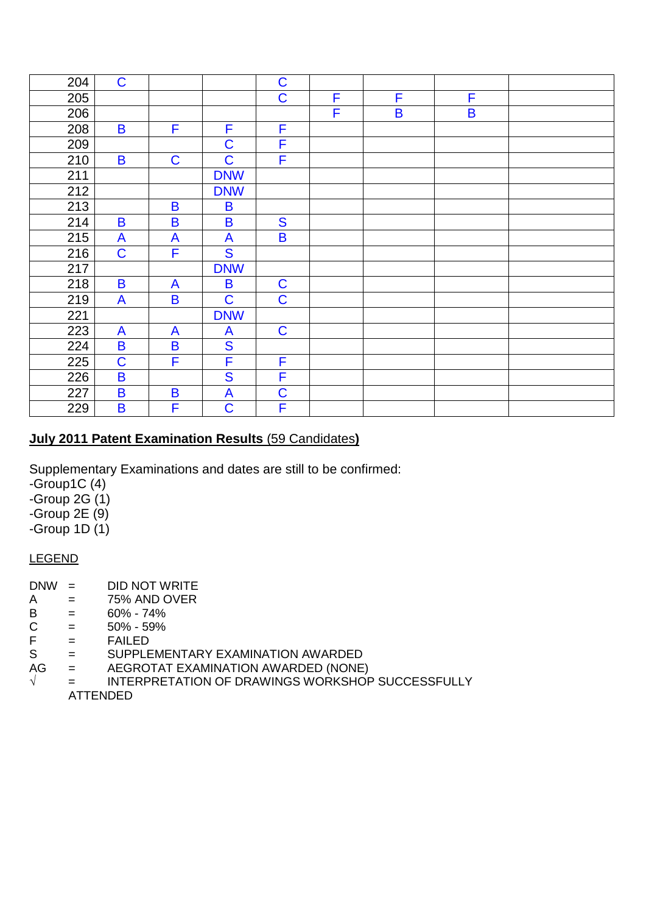| | | | | | | | | |
|---|---|---|---|---|---|---|---|---|
| 204 | C | | | C | | | | |
| 205 | | | | C | F | F | F | |
| 206 | | | | | F | B | B | |
| 208 | B | F | F | F | | | | |
| 209 | | | C | F | | | | |
| 210 | B | C | C | F | | | | |
| 211 | | | DNW | | | | | |
| 212 | | | DNW | | | | | |
| 213 | | B | B | | | | | |
| 214 | B | B | B | S | | | | |
| 215 | A | A | A | B | | | | |
| 216 | C | F | S | | | | | |
| 217 | | | DNW | | | | | |
| 218 | B | A | B | C | | | | |
| 219 | A | B | C | C | | | | |
| 221 | | | DNW | | | | | |
| 223 | A | A | A | C | | | | |
| 224 | B | B | S | | | | | |
| 225 | C | F | F | F | | | | |
| 226 | B | | S | F | | | | |
| 227 | B | B | A | C | | | | |
| 229 | B | F | C | F | | | | |

**July 2011 Patent Examination Results** (59 Candidates**)**

Supplementary Examinations and dates are still to be confirmed:
-Group1C (4)
-Group 2G (1)
-Group 2E (9)
-Group 1D (1)

LEGEND

DNW = DID NOT WRITE
A = 75% AND OVER
B = 60% - 74%
C = 50% - 59%
F = FAILED
S = SUPPLEMENTARY EXAMINATION AWARDED
AG = AEGROTAT EXAMINATION AWARDED (NONE)
√ = INTERPRETATION OF DRAWINGS WORKSHOP SUCCESSFULLY ATTENDED